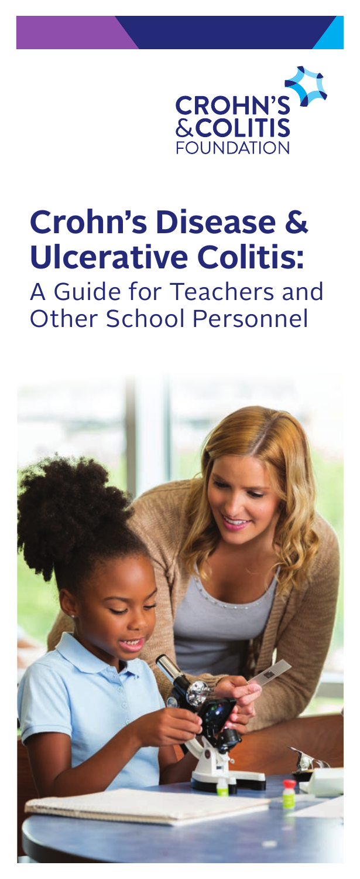CROHN'S & COLITIS FOUNDATION

# Crohn's Disease & Ulcerative Colitis:

## A Guide for Teachers and Other School Personnel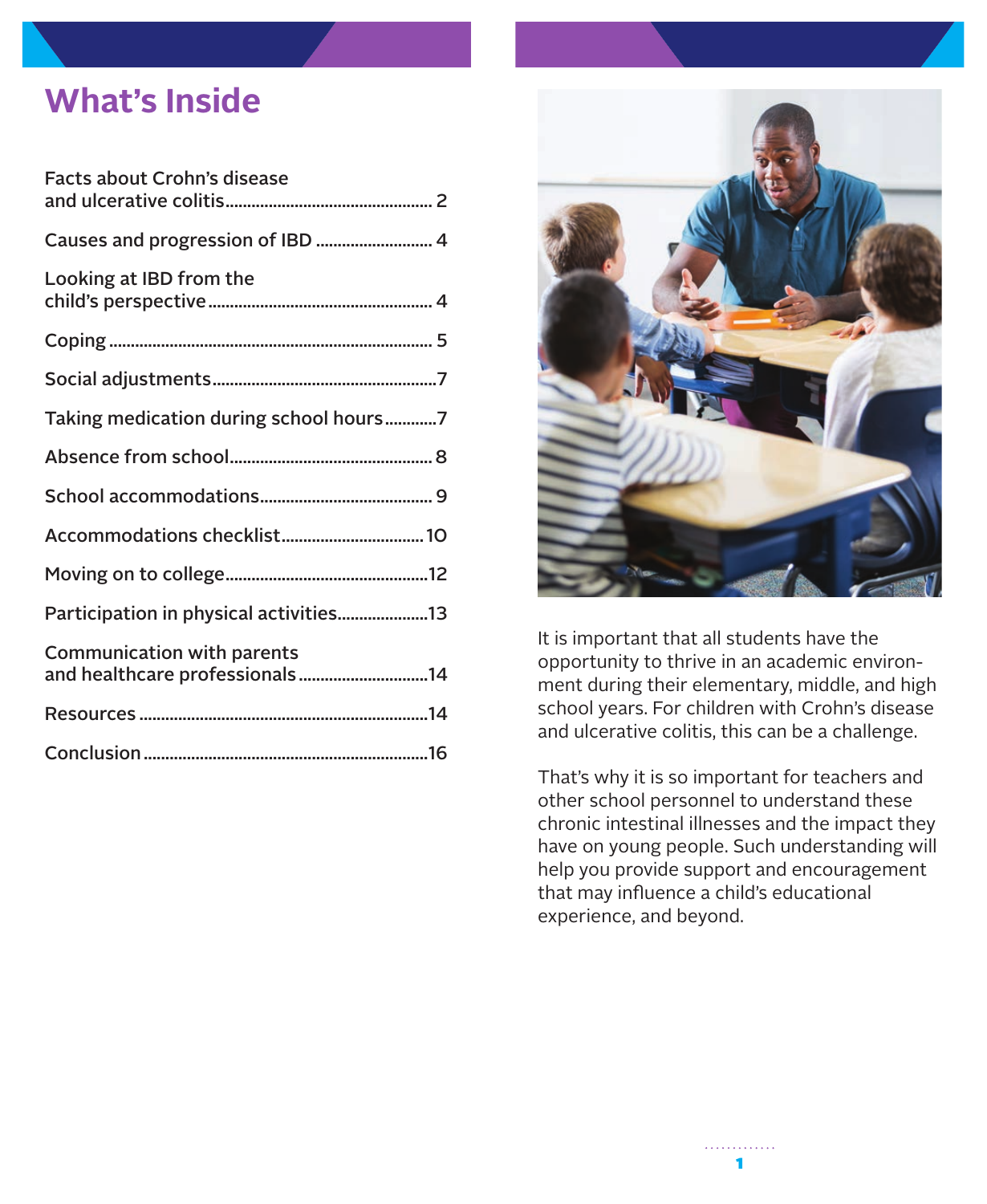# What's Inside

| | |
|---|---|
| Facts about Crohn's disease and ulcerative colitis | 2 |
| Causes and progression of IBD | 4 |
| Looking at IBD from the child's perspective | 4 |
| Coping | 5 |
| Social adjustments | 7 |
| Taking medication during school hours | 7 |
| Absence from school | 8 |
| School accommodations | 9 |
| Accommodations checklist | 10 |
| Moving on to college | 12 |
| Participation in physical activities | 13 |
| Communication with parents and healthcare professionals | 14 |
| Resources | 14 |
| Conclusion | 16 |

It is important that all students have the opportunity to thrive in an academic environment during their elementary, middle, and high school years. For children with Crohn's disease and ulcerative colitis, this can be a challenge.

That's why it is so important for teachers and other school personnel to understand these chronic intestinal illnesses and the impact they have on young people. Such understanding will help you provide support and encouragement that may influence a child's educational experience, and beyond.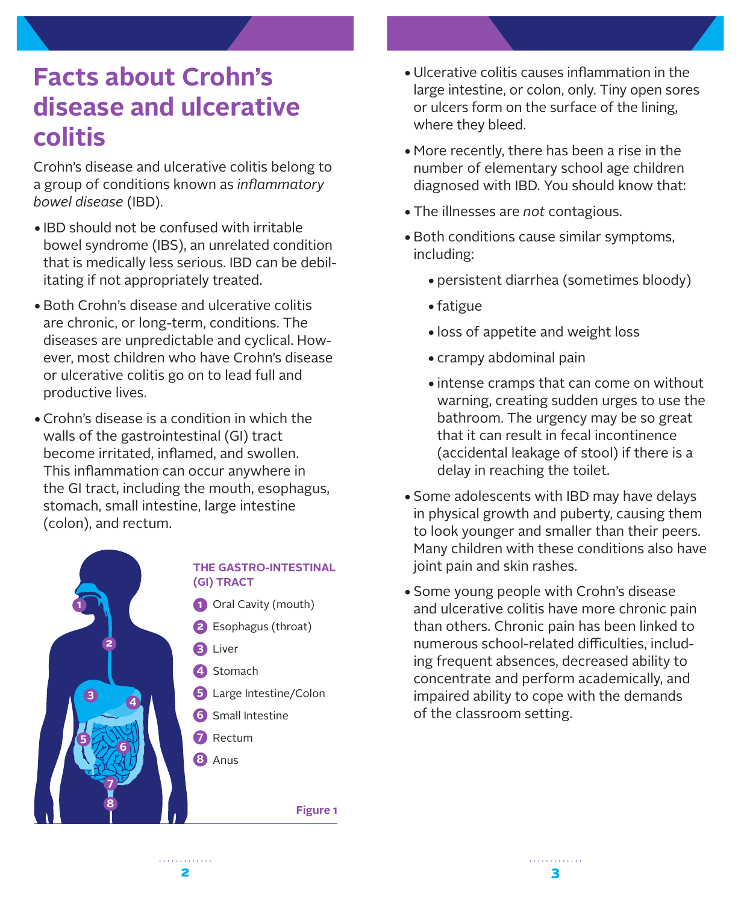# Facts about Crohn's disease and ulcerative colitis

Crohn's disease and ulcerative colitis belong to a group of conditions known as *inflammatory bowel disease* (IBD).

- IBD should not be confused with irritable bowel syndrome (IBS), an unrelated condition that is medically less serious. IBD can be debilitating if not appropriately treated.
- Both Crohn's disease and ulcerative colitis are chronic, or long-term, conditions. The diseases are unpredictable and cyclical. However, most children who have Crohn's disease or ulcerative colitis go on to lead full and productive lives.
- Crohn's disease is a condition in which the walls of the gastrointestinal (GI) tract become irritated, inflamed, and swollen. This inflammation can occur anywhere in the GI tract, including the mouth, esophagus, stomach, small intestine, large intestine (colon), and rectum.

**THE GASTRO-INTESTINAL (GI) TRACT**

1. Oral Cavity (mouth)
2. Esophagus (throat)
3. Liver
4. Stomach
5. Large Intestine/Colon
6. Small Intestine
7. Rectum
8. Anus

Figure 1

- Ulcerative colitis causes inflammation in the large intestine, or colon, only. Tiny open sores or ulcers form on the surface of the lining, where they bleed.
- More recently, there has been a rise in the number of elementary school age children diagnosed with IBD. You should know that:
- The illnesses are *not* contagious.
- Both conditions cause similar symptoms, including:
  - persistent diarrhea (sometimes bloody)
  - fatigue
  - loss of appetite and weight loss
  - crampy abdominal pain
  - intense cramps that can come on without warning, creating sudden urges to use the bathroom. The urgency may be so great that it can result in fecal incontinence (accidental leakage of stool) if there is a delay in reaching the toilet.
- Some adolescents with IBD may have delays in physical growth and puberty, causing them to look younger and smaller than their peers. Many children with these conditions also have joint pain and skin rashes.
- Some young people with Crohn's disease and ulcerative colitis have more chronic pain than others. Chronic pain has been linked to numerous school-related difficulties, including frequent absences, decreased ability to concentrate and perform academically, and impaired ability to cope with the demands of the classroom setting.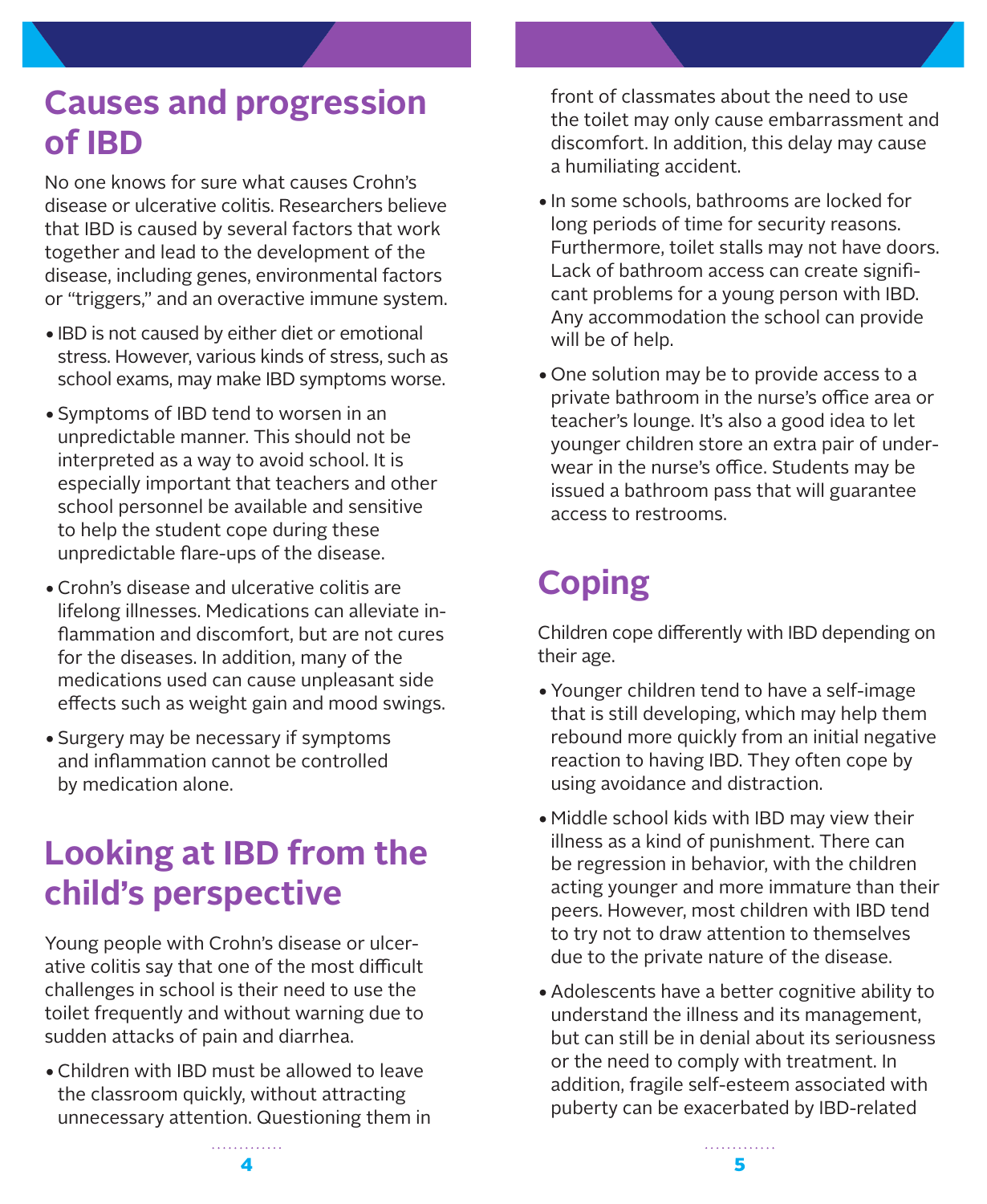## Causes and progression of IBD

No one knows for sure what causes Crohn's disease or ulcerative colitis. Researchers believe that IBD is caused by several factors that work together and lead to the development of the disease, including genes, environmental factors or "triggers," and an overactive immune system.

- IBD is not caused by either diet or emotional stress. However, various kinds of stress, such as school exams, may make IBD symptoms worse.
- Symptoms of IBD tend to worsen in an unpredictable manner. This should not be interpreted as a way to avoid school. It is especially important that teachers and other school personnel be available and sensitive to help the student cope during these unpredictable flare-ups of the disease.
- Crohn's disease and ulcerative colitis are lifelong illnesses. Medications can alleviate inflammation and discomfort, but are not cures for the diseases. In addition, many of the medications used can cause unpleasant side effects such as weight gain and mood swings.
- Surgery may be necessary if symptoms and inflammation cannot be controlled by medication alone.

## Looking at IBD from the child's perspective

Young people with Crohn's disease or ulcerative colitis say that one of the most difficult challenges in school is their need to use the toilet frequently and without warning due to sudden attacks of pain and diarrhea.

- Children with IBD must be allowed to leave the classroom quickly, without attracting unnecessary attention. Questioning them in front of classmates about the need to use the toilet may only cause embarrassment and discomfort. In addition, this delay may cause a humiliating accident.
- In some schools, bathrooms are locked for long periods of time for security reasons. Furthermore, toilet stalls may not have doors. Lack of bathroom access can create significant problems for a young person with IBD. Any accommodation the school can provide will be of help.
- One solution may be to provide access to a private bathroom in the nurse's office area or teacher's lounge. It's also a good idea to let younger children store an extra pair of underwear in the nurse's office. Students may be issued a bathroom pass that will guarantee access to restrooms.

## Coping

Children cope differently with IBD depending on their age.

- Younger children tend to have a self-image that is still developing, which may help them rebound more quickly from an initial negative reaction to having IBD. They often cope by using avoidance and distraction.
- Middle school kids with IBD may view their illness as a kind of punishment. There can be regression in behavior, with the children acting younger and more immature than their peers. However, most children with IBD tend to try not to draw attention to themselves due to the private nature of the disease.
- Adolescents have a better cognitive ability to understand the illness and its management, but can still be in denial about its seriousness or the need to comply with treatment. In addition, fragile self-esteem associated with puberty can be exacerbated by IBD-related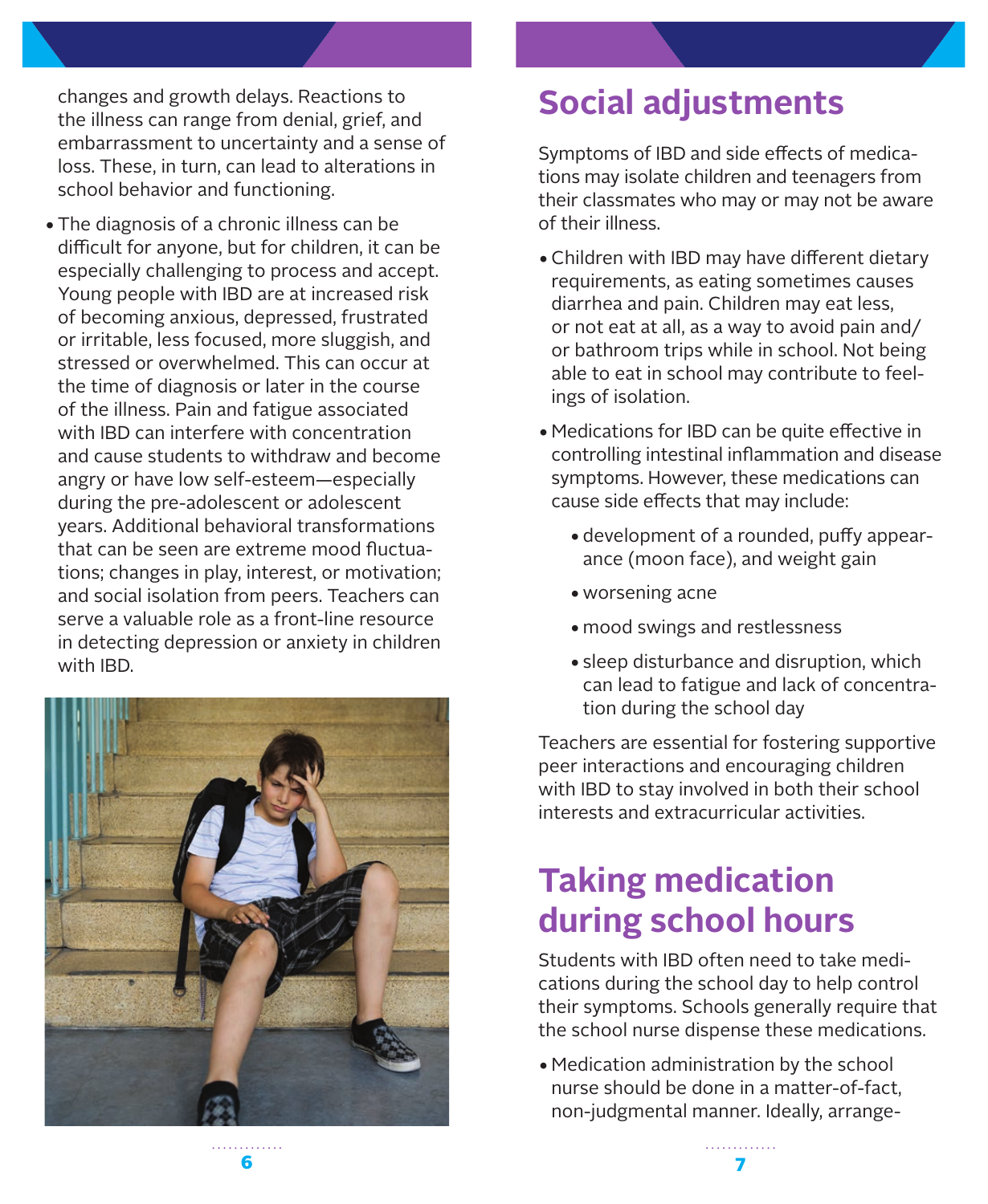changes and growth delays. Reactions to the illness can range from denial, grief, and embarrassment to uncertainty and a sense of loss. These, in turn, can lead to alterations in school behavior and functioning.

- The diagnosis of a chronic illness can be difficult for anyone, but for children, it can be especially challenging to process and accept. Young people with IBD are at increased risk of becoming anxious, depressed, frustrated or irritable, less focused, more sluggish, and stressed or overwhelmed. This can occur at the time of diagnosis or later in the course of the illness. Pain and fatigue associated with IBD can interfere with concentration and cause students to withdraw and become angry or have low self-esteem—especially during the pre-adolescent or adolescent years. Additional behavioral transformations that can be seen are extreme mood fluctuations; changes in play, interest, or motivation; and social isolation from peers. Teachers can serve a valuable role as a front-line resource in detecting depression or anxiety in children with IBD.

## Social adjustments

Symptoms of IBD and side effects of medications may isolate children and teenagers from their classmates who may or may not be aware of their illness.

- Children with IBD may have different dietary requirements, as eating sometimes causes diarrhea and pain. Children may eat less, or not eat at all, as a way to avoid pain and/or bathroom trips while in school. Not being able to eat in school may contribute to feelings of isolation.
- Medications for IBD can be quite effective in controlling intestinal inflammation and disease symptoms. However, these medications can cause side effects that may include:
  - development of a rounded, puffy appearance (moon face), and weight gain
  - worsening acne
  - mood swings and restlessness
  - sleep disturbance and disruption, which can lead to fatigue and lack of concentration during the school day

Teachers are essential for fostering supportive peer interactions and encouraging children with IBD to stay involved in both their school interests and extracurricular activities.

## Taking medication during school hours

Students with IBD often need to take medications during the school day to help control their symptoms. Schools generally require that the school nurse dispense these medications.

- Medication administration by the school nurse should be done in a matter-of-fact, non-judgmental manner. Ideally, arrange-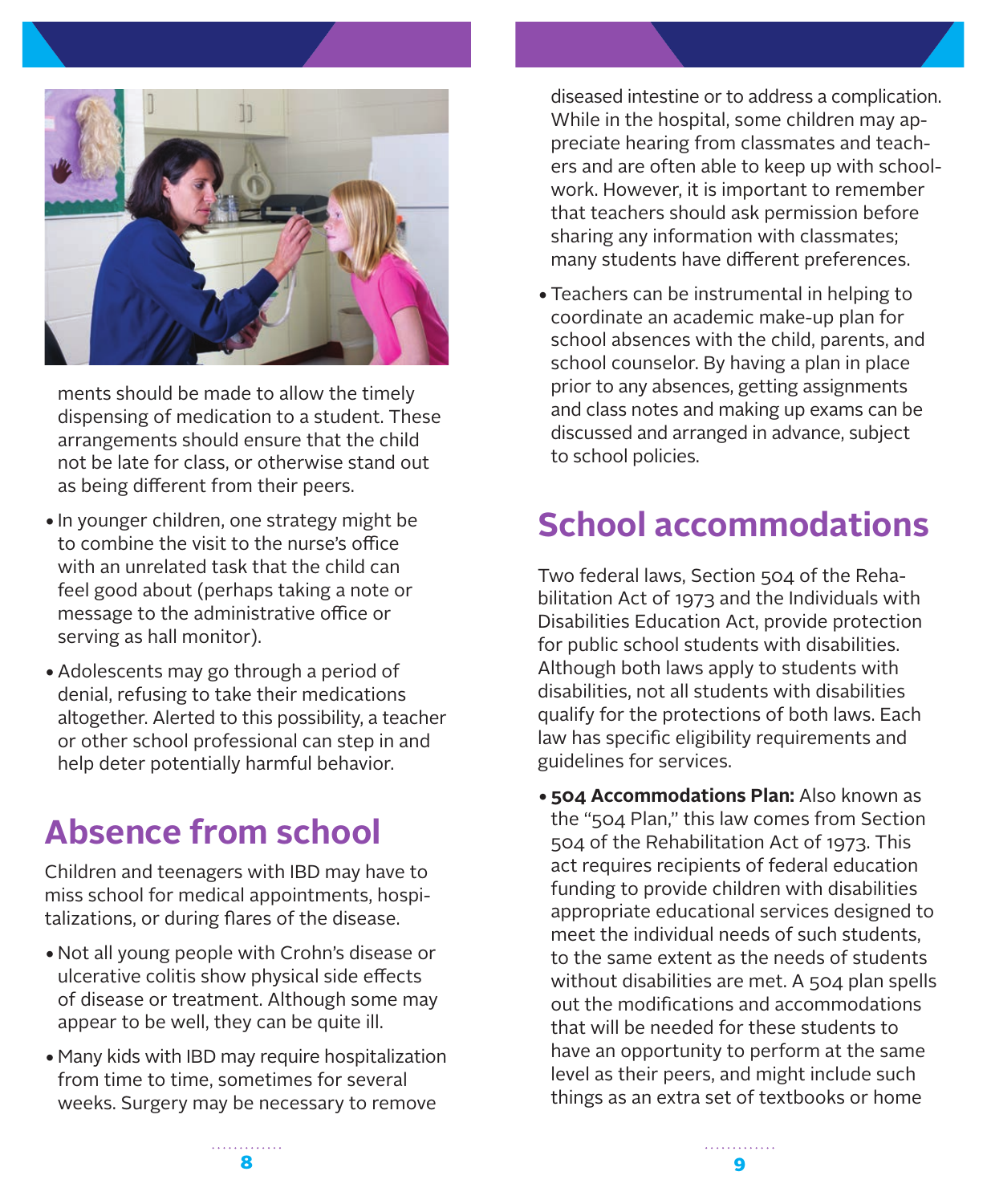ments should be made to allow the timely dispensing of medication to a student. These arrangements should ensure that the child not be late for class, or otherwise stand out as being different from their peers.

- In younger children, one strategy might be to combine the visit to the nurse's office with an unrelated task that the child can feel good about (perhaps taking a note or message to the administrative office or serving as hall monitor).
- Adolescents may go through a period of denial, refusing to take their medications altogether. Alerted to this possibility, a teacher or other school professional can step in and help deter potentially harmful behavior.

## Absence from school

Children and teenagers with IBD may have to miss school for medical appointments, hospitalizations, or during flares of the disease.

- Not all young people with Crohn's disease or ulcerative colitis show physical side effects of disease or treatment. Although some may appear to be well, they can be quite ill.
- Many kids with IBD may require hospitalization from time to time, sometimes for several weeks. Surgery may be necessary to remove diseased intestine or to address a complication. While in the hospital, some children may appreciate hearing from classmates and teachers and are often able to keep up with schoolwork. However, it is important to remember that teachers should ask permission before sharing any information with classmates; many students have different preferences.
- Teachers can be instrumental in helping to coordinate an academic make-up plan for school absences with the child, parents, and school counselor. By having a plan in place prior to any absences, getting assignments and class notes and making up exams can be discussed and arranged in advance, subject to school policies.

## School accommodations

Two federal laws, Section 504 of the Rehabilitation Act of 1973 and the Individuals with Disabilities Education Act, provide protection for public school students with disabilities. Although both laws apply to students with disabilities, not all students with disabilities qualify for the protections of both laws. Each law has specific eligibility requirements and guidelines for services.

- **504 Accommodations Plan:** Also known as the "504 Plan," this law comes from Section 504 of the Rehabilitation Act of 1973. This act requires recipients of federal education funding to provide children with disabilities appropriate educational services designed to meet the individual needs of such students, to the same extent as the needs of students without disabilities are met. A 504 plan spells out the modifications and accommodations that will be needed for these students to have an opportunity to perform at the same level as their peers, and might include such things as an extra set of textbooks or home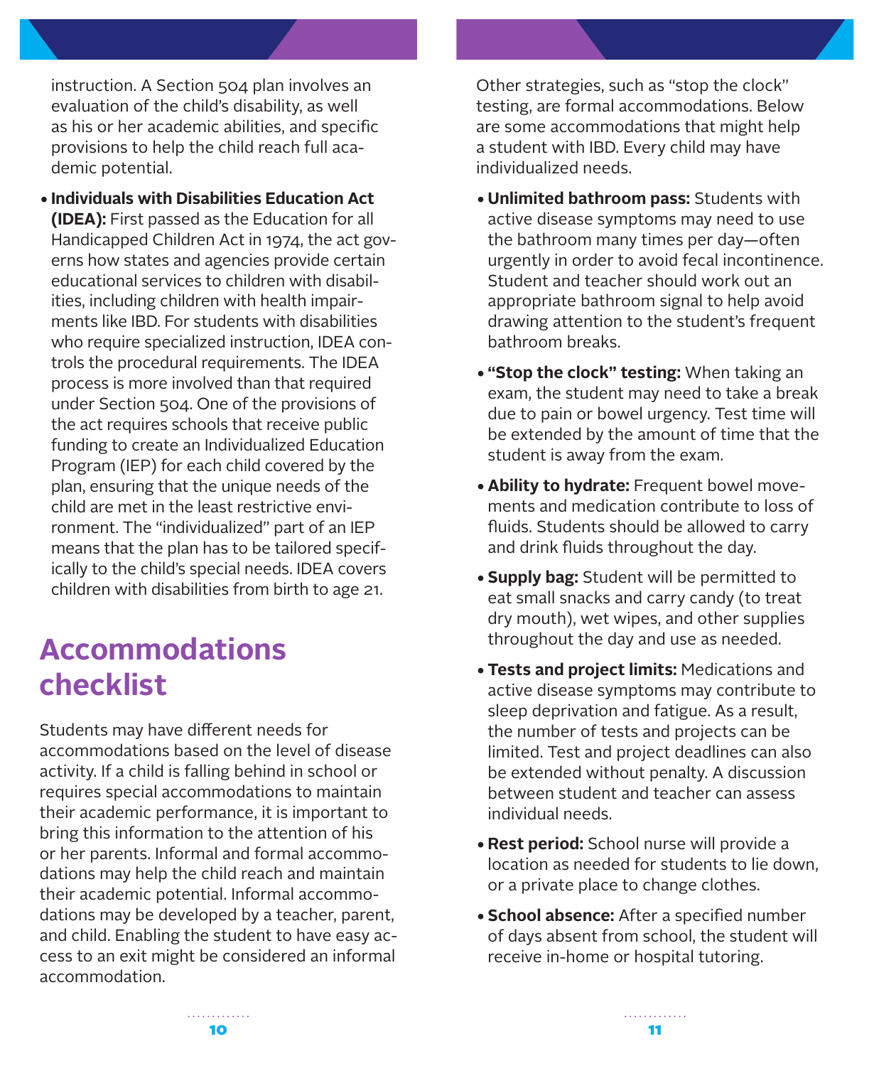instruction. A Section 504 plan involves an evaluation of the child's disability, as well as his or her academic abilities, and specific provisions to help the child reach full academic potential.

- **Individuals with Disabilities Education Act (IDEA):** First passed as the Education for all Handicapped Children Act in 1974, the act governs how states and agencies provide certain educational services to children with disabilities, including children with health impairments like IBD. For students with disabilities who require specialized instruction, IDEA controls the procedural requirements. The IDEA process is more involved than that required under Section 504. One of the provisions of the act requires schools that receive public funding to create an Individualized Education Program (IEP) for each child covered by the plan, ensuring that the unique needs of the child are met in the least restrictive environment. The "individualized" part of an IEP means that the plan has to be tailored specifically to the child's special needs. IDEA covers children with disabilities from birth to age 21.

## Accommodations checklist

Students may have different needs for accommodations based on the level of disease activity. If a child is falling behind in school or requires special accommodations to maintain their academic performance, it is important to bring this information to the attention of his or her parents. Informal and formal accommodations may help the child reach and maintain their academic potential. Informal accommodations may be developed by a teacher, parent, and child. Enabling the student to have easy access to an exit might be considered an informal accommodation.

Other strategies, such as "stop the clock" testing, are formal accommodations. Below are some accommodations that might help a student with IBD. Every child may have individualized needs.

- **Unlimited bathroom pass:** Students with active disease symptoms may need to use the bathroom many times per day—often urgently in order to avoid fecal incontinence. Student and teacher should work out an appropriate bathroom signal to help avoid drawing attention to the student's frequent bathroom breaks.
- **"Stop the clock" testing:** When taking an exam, the student may need to take a break due to pain or bowel urgency. Test time will be extended by the amount of time that the student is away from the exam.
- **Ability to hydrate:** Frequent bowel movements and medication contribute to loss of fluids. Students should be allowed to carry and drink fluids throughout the day.
- **Supply bag:** Student will be permitted to eat small snacks and carry candy (to treat dry mouth), wet wipes, and other supplies throughout the day and use as needed.
- **Tests and project limits:** Medications and active disease symptoms may contribute to sleep deprivation and fatigue. As a result, the number of tests and projects can be limited. Test and project deadlines can also be extended without penalty. A discussion between student and teacher can assess individual needs.
- **Rest period:** School nurse will provide a location as needed for students to lie down, or a private place to change clothes.
- **School absence:** After a specified number of days absent from school, the student will receive in-home or hospital tutoring.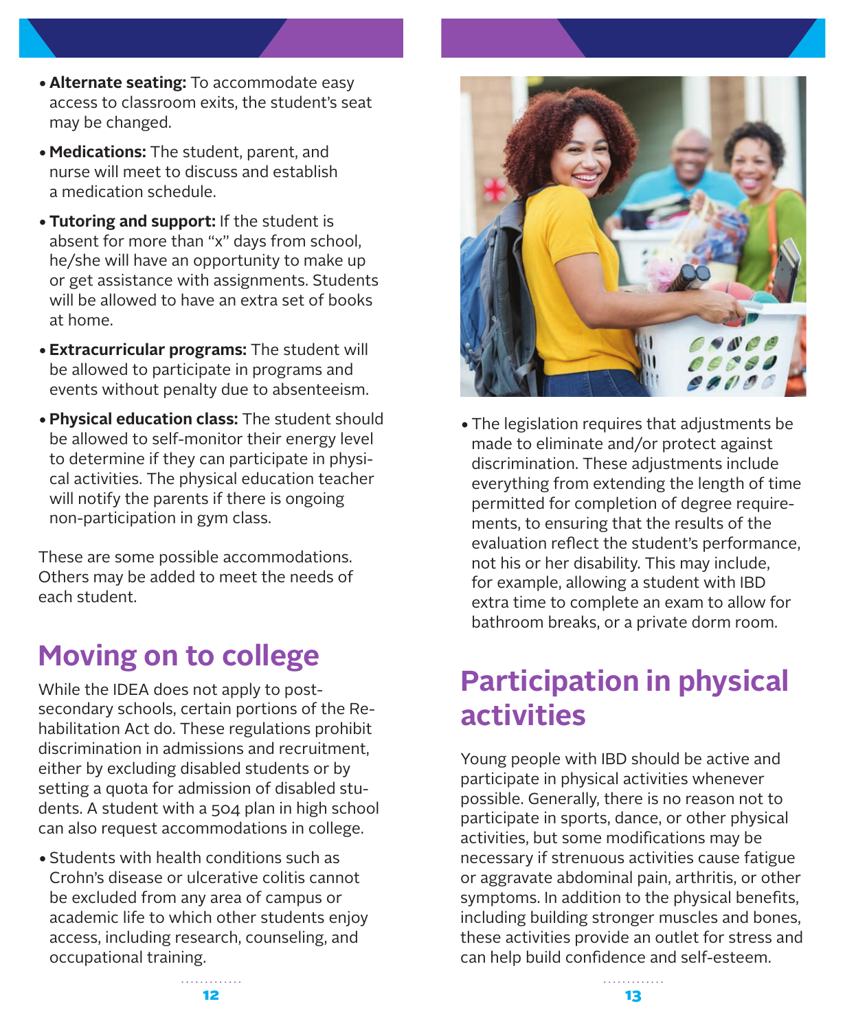- **Alternate seating:** To accommodate easy access to classroom exits, the student's seat may be changed.
- **Medications:** The student, parent, and nurse will meet to discuss and establish a medication schedule.
- **Tutoring and support:** If the student is absent for more than "x" days from school, he/she will have an opportunity to make up or get assistance with assignments. Students will be allowed to have an extra set of books at home.
- **Extracurricular programs:** The student will be allowed to participate in programs and events without penalty due to absenteeism.
- **Physical education class:** The student should be allowed to self-monitor their energy level to determine if they can participate in physical activities. The physical education teacher will notify the parents if there is ongoing non-participation in gym class.

These are some possible accommodations. Others may be added to meet the needs of each student.

## Moving on to college

While the IDEA does not apply to post-secondary schools, certain portions of the Rehabilitation Act do. These regulations prohibit discrimination in admissions and recruitment, either by excluding disabled students or by setting a quota for admission of disabled students. A student with a 504 plan in high school can also request accommodations in college.

- Students with health conditions such as Crohn's disease or ulcerative colitis cannot be excluded from any area of campus or academic life to which other students enjoy access, including research, counseling, and occupational training.
- The legislation requires that adjustments be made to eliminate and/or protect against discrimination. These adjustments include everything from extending the length of time permitted for completion of degree requirements, to ensuring that the results of the evaluation reflect the student's performance, not his or her disability. This may include, for example, allowing a student with IBD extra time to complete an exam to allow for bathroom breaks, or a private dorm room.

## Participation in physical activities

Young people with IBD should be active and participate in physical activities whenever possible. Generally, there is no reason not to participate in sports, dance, or other physical activities, but some modifications may be necessary if strenuous activities cause fatigue or aggravate abdominal pain, arthritis, or other symptoms. In addition to the physical benefits, including building stronger muscles and bones, these activities provide an outlet for stress and can help build confidence and self-esteem.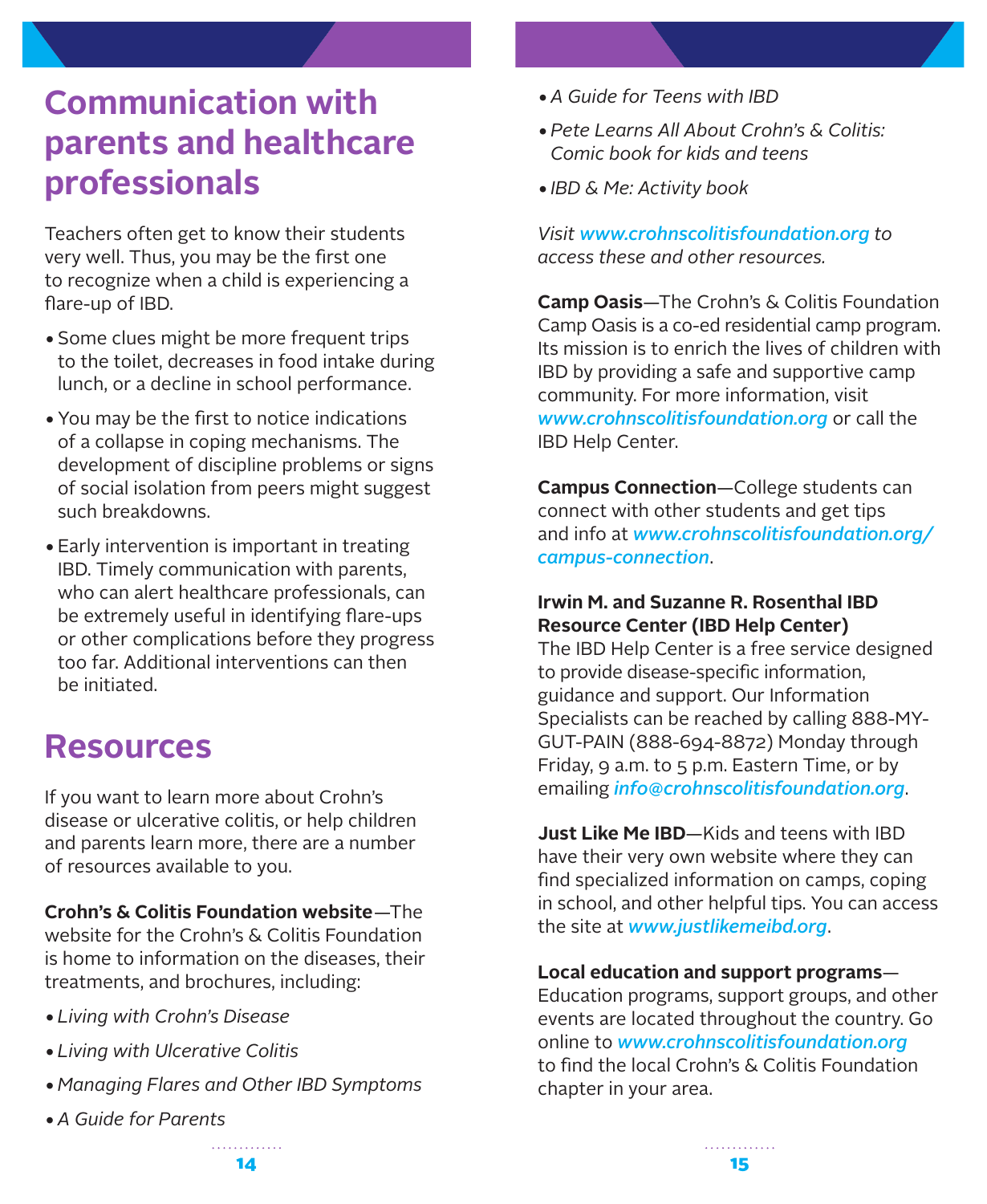## Communication with parents and healthcare professionals

Teachers often get to know their students very well. Thus, you may be the first one to recognize when a child is experiencing a flare-up of IBD.

- Some clues might be more frequent trips to the toilet, decreases in food intake during lunch, or a decline in school performance.
- You may be the first to notice indications of a collapse in coping mechanisms. The development of discipline problems or signs of social isolation from peers might suggest such breakdowns.
- Early intervention is important in treating IBD. Timely communication with parents, who can alert healthcare professionals, can be extremely useful in identifying flare-ups or other complications before they progress too far. Additional interventions can then be initiated.

## Resources

If you want to learn more about Crohn's disease or ulcerative colitis, or help children and parents learn more, there are a number of resources available to you.

**Crohn's & Colitis Foundation website**—The website for the Crohn's & Colitis Foundation is home to information on the diseases, their treatments, and brochures, including:

- *Living with Crohn's Disease*
- *Living with Ulcerative Colitis*
- *Managing Flares and Other IBD Symptoms*
- *A Guide for Parents*
- *A Guide for Teens with IBD*
- *Pete Learns All About Crohn's & Colitis: Comic book for kids and teens*
- *IBD & Me: Activity book*

*Visit **www.crohnscolitisfoundation.org** to access these and other resources.*

**Camp Oasis**—The Crohn's & Colitis Foundation Camp Oasis is a co-ed residential camp program. Its mission is to enrich the lives of children with IBD by providing a safe and supportive camp community. For more information, visit ***www.crohnscolitisfoundation.org*** or call the IBD Help Center.

**Campus Connection**—College students can connect with other students and get tips and info at ***www.crohnscolitisfoundation.org/campus-connection***.

**Irwin M. and Suzanne R. Rosenthal IBD Resource Center (IBD Help Center)**
The IBD Help Center is a free service designed to provide disease-specific information, guidance and support. Our Information Specialists can be reached by calling 888-MY-GUT-PAIN (888-694-8872) Monday through Friday, 9 a.m. to 5 p.m. Eastern Time, or by emailing ***info@crohnscolitisfoundation.org***.

**Just Like Me IBD**—Kids and teens with IBD have their very own website where they can find specialized information on camps, coping in school, and other helpful tips. You can access the site at ***www.justlikemeibd.org***.

**Local education and support programs**—Education programs, support groups, and other events are located throughout the country. Go online to ***www.crohnscolitisfoundation.org*** to find the local Crohn's & Colitis Foundation chapter in your area.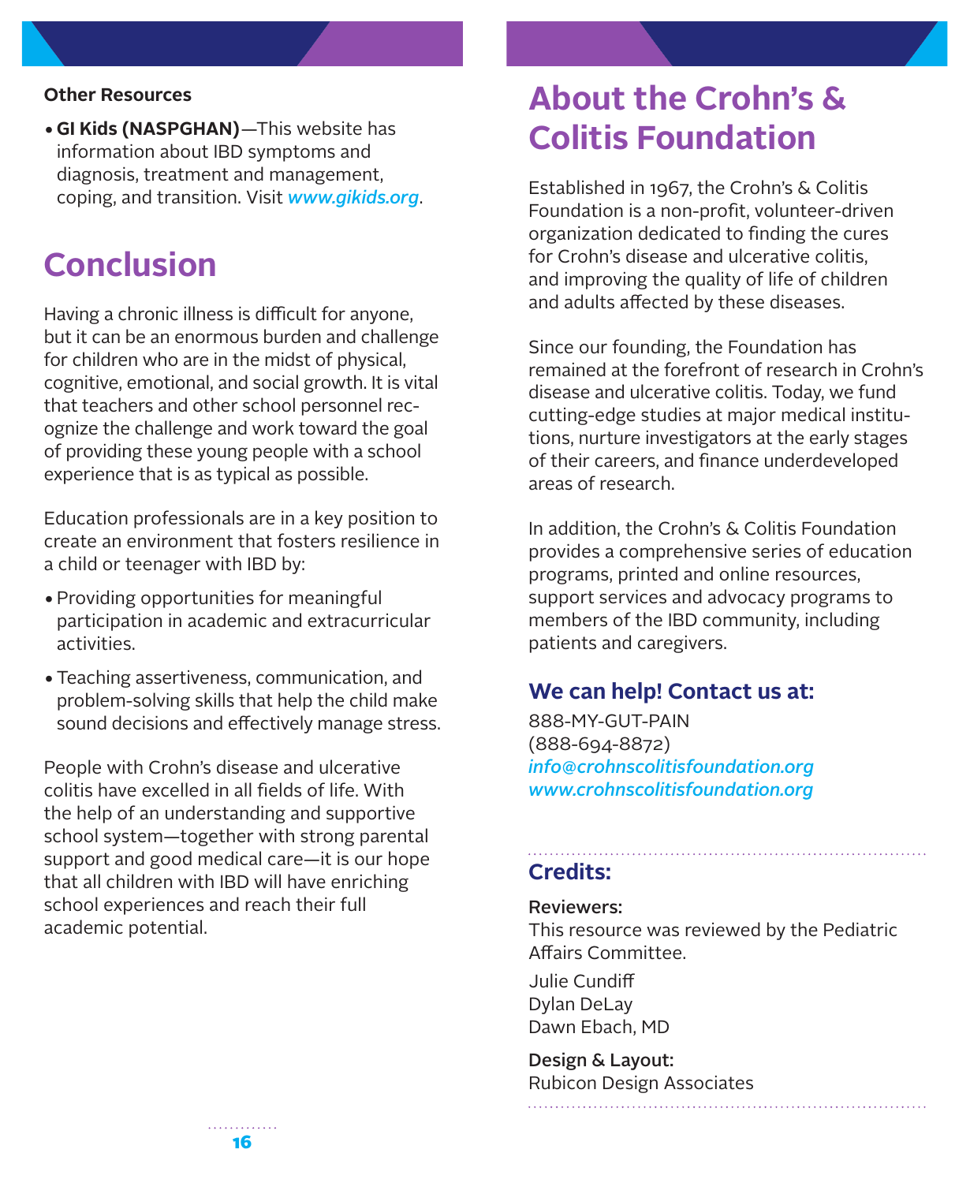**Other Resources**

- **GI Kids (NASPGHAN)**—This website has information about IBD symptoms and diagnosis, treatment and management, coping, and transition. Visit *www.gikids.org*.

## Conclusion

Having a chronic illness is difficult for anyone, but it can be an enormous burden and challenge for children who are in the midst of physical, cognitive, emotional, and social growth. It is vital that teachers and other school personnel recognize the challenge and work toward the goal of providing these young people with a school experience that is as typical as possible.

Education professionals are in a key position to create an environment that fosters resilience in a child or teenager with IBD by:

- Providing opportunities for meaningful participation in academic and extracurricular activities.
- Teaching assertiveness, communication, and problem-solving skills that help the child make sound decisions and effectively manage stress.

People with Crohn's disease and ulcerative colitis have excelled in all fields of life. With the help of an understanding and supportive school system—together with strong parental support and good medical care—it is our hope that all children with IBD will have enriching school experiences and reach their full academic potential.

## About the Crohn's & Colitis Foundation

Established in 1967, the Crohn's & Colitis Foundation is a non-profit, volunteer-driven organization dedicated to finding the cures for Crohn's disease and ulcerative colitis, and improving the quality of life of children and adults affected by these diseases.

Since our founding, the Foundation has remained at the forefront of research in Crohn's disease and ulcerative colitis. Today, we fund cutting-edge studies at major medical institutions, nurture investigators at the early stages of their careers, and finance underdeveloped areas of research.

In addition, the Crohn's & Colitis Foundation provides a comprehensive series of education programs, printed and online resources, support services and advocacy programs to members of the IBD community, including patients and caregivers.

### We can help! Contact us at:

888-MY-GUT-PAIN
(888-694-8872)
*info@crohnscolitisfoundation.org*
*www.crohnscolitisfoundation.org*

### Credits:

**Reviewers:**
This resource was reviewed by the Pediatric Affairs Committee.

Julie Cundiff
Dylan DeLay
Dawn Ebach, MD

**Design & Layout:**
Rubicon Design Associates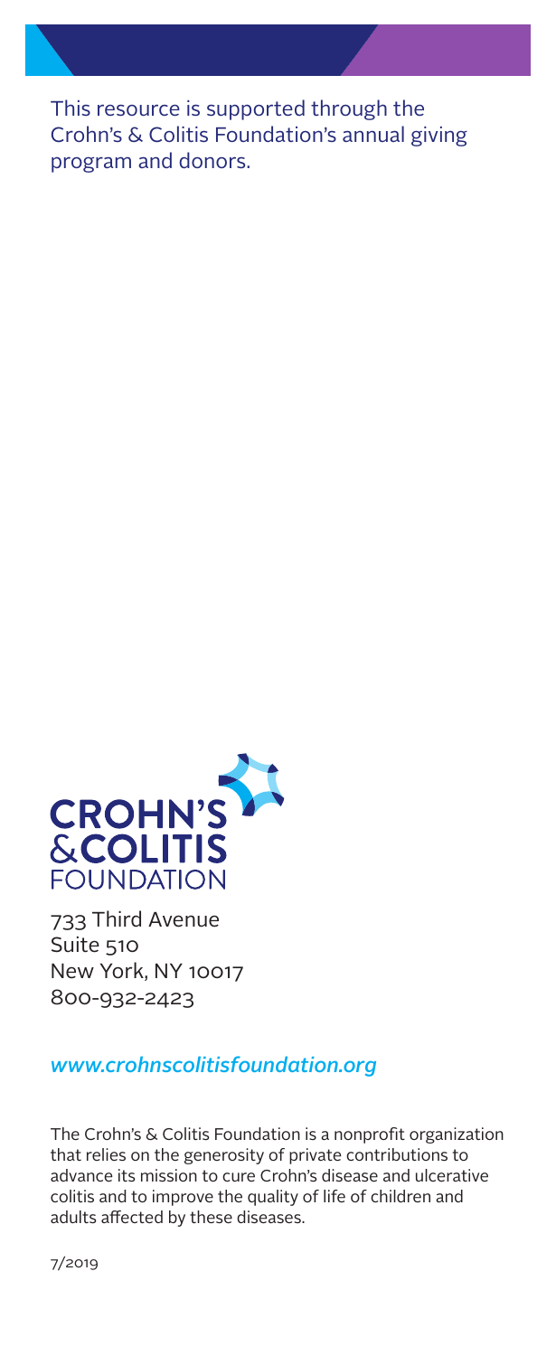This resource is supported through the Crohn's & Colitis Foundation's annual giving program and donors.

CROHN'S
&COLITIS
FOUNDATION

733 Third Avenue
Suite 510
New York, NY 10017
800-932-2423

*www.crohnscolitisfoundation.org*

The Crohn's & Colitis Foundation is a nonprofit organization that relies on the generosity of private contributions to advance its mission to cure Crohn's disease and ulcerative colitis and to improve the quality of life of children and adults affected by these diseases.

7/2019